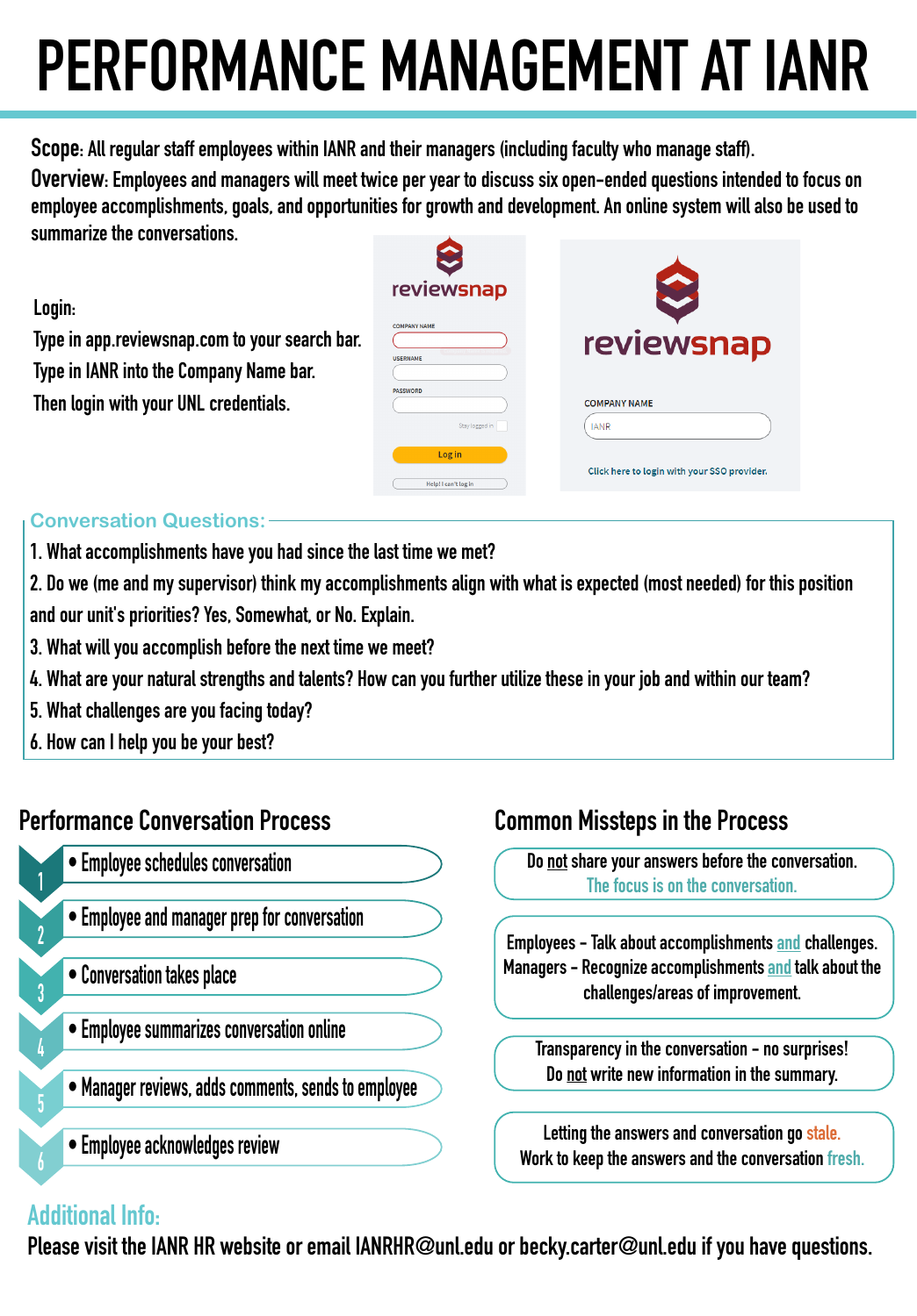# PERFORMANCE MANAGEMENT AT IANR

**Scope:** All regular staff employees within IANR and their managers (including faculty who manage staff).

**Overview:** Employees and managers will meet twice per year to discuss six open-ended questions intended to focus on employee accomplishments, goals, and opportunities for growth and development. An online system will also be used to summarize the conversations.

**Login:**

Type in app.reviewsnap.com to your search bar.

Type in IANR into the Company Name bar.

Then login with your UNL credentials.

reviewsnap

COMPANY NAME

USERNAME

PASSWORD

Stay logged in

Log in

Help! I can't log in

reviewsnap

COMPANY NAME

IANR

Click here to login with your SSO provider.

## Conversation Questions:

1. What accomplishments have you had since the last time we met?
2. Do we (me and my supervisor) think my accomplishments align with what is expected (most needed) for this position and our unit's priorities? Yes, Somewhat, or No. Explain.
3. What will you accomplish before the next time we meet?
4. What are your natural strengths and talents? How can you further utilize these in your job and within our team?
5. What challenges are you facing today?
6. How can I help you be your best?

## Performance Conversation Process

1. Employee schedules conversation
2. Employee and manager prep for conversation
3. Conversation takes place
4. Employee summarizes conversation online
5. Manager reviews, adds comments, sends to employee
6. Employee acknowledges review

## Common Missteps in the Process

Do not share your answers before the conversation. The focus is on the conversation.

Employees – Talk about accomplishments and challenges. Managers – Recognize accomplishments and talk about the challenges/areas of improvement.

Transparency in the conversation – no surprises! Do not write new information in the summary.

Letting the answers and conversation go stale. Work to keep the answers and the conversation fresh.

## Additional Info:

Please visit the IANR HR website or email IANRHR@unl.edu or becky.carter@unl.edu if you have questions.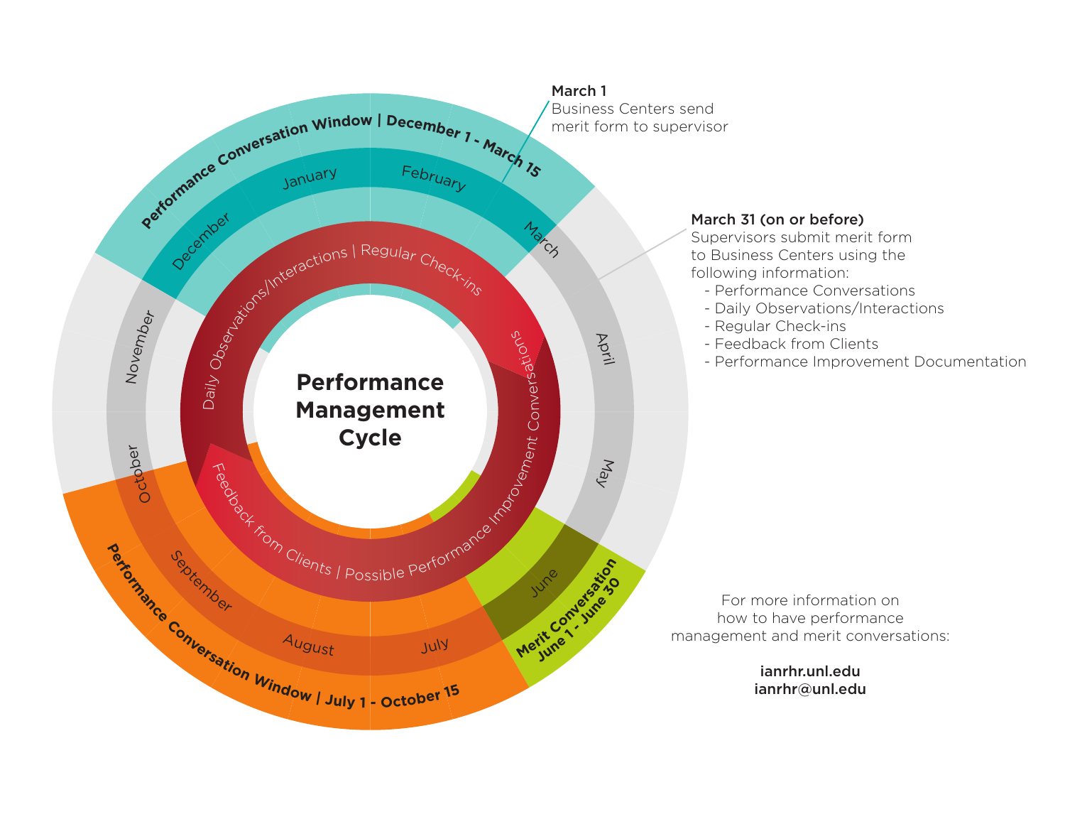Performance Management Cycle

Performance Conversation Window | December 1 - March 15

December

January

February

March

April

May

June

July

August

September

October

November

Daily Observations/Interactions | Regular Check-ins

Feedback from Clients | Possible Performance Improvement Conversations

Performance Conversation Window | July 1 - October 15

Merit Conversation
June 1 - June 30

**March 1**
Business Centers send merit form to supervisor

**March 31 (on or before)**
Supervisors submit merit form to Business Centers using the following information:

- Performance Conversations
- Daily Observations/Interactions
- Regular Check-ins
- Feedback from Clients
- Performance Improvement Documentation

For more information on how to have performance management and merit conversations:

**ianrhr.unl.edu**
**ianrhr@unl.edu**